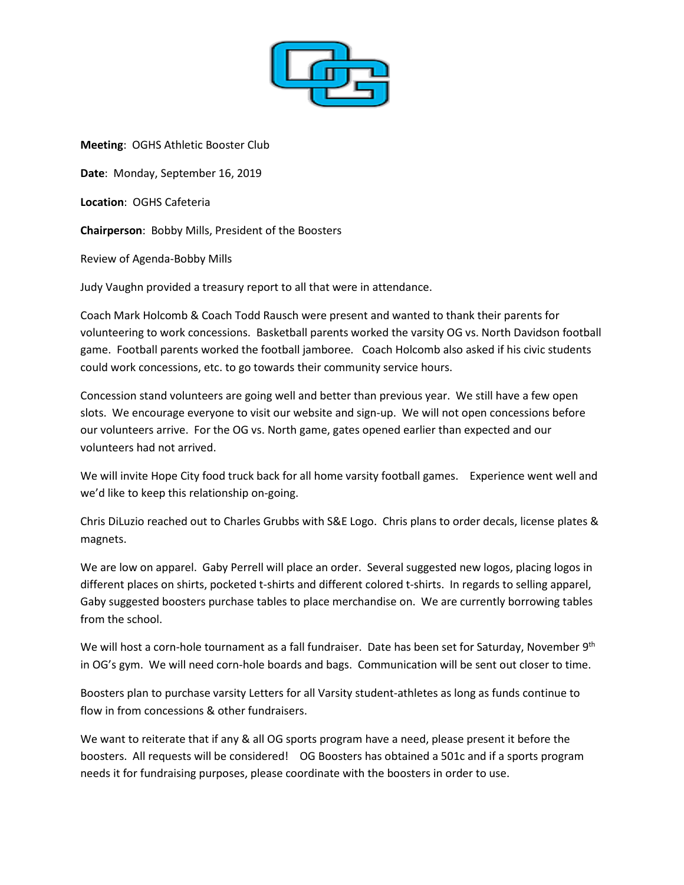**Meeting**: OGHS Athletic Booster Club

**Date**: Monday, September 16, 2019

**Location**: OGHS Cafeteria

**Chairperson**: Bobby Mills, President of the Boosters

Review of Agenda-Bobby Mills

Judy Vaughn provided a treasury report to all that were in attendance.

Coach Mark Holcomb & Coach Todd Rausch were present and wanted to thank their parents for volunteering to work concessions. Basketball parents worked the varsity OG vs. North Davidson football game. Football parents worked the football jamboree. Coach Holcomb also asked if his civic students could work concessions, etc. to go towards their community service hours.

Concession stand volunteers are going well and better than previous year. We still have a few open slots. We encourage everyone to visit our website and sign-up. We will not open concessions before our volunteers arrive. For the OG vs. North game, gates opened earlier than expected and our volunteers had not arrived.

We will invite Hope City food truck back for all home varsity football games. Experience went well and we'd like to keep this relationship on-going.

Chris DiLuzio reached out to Charles Grubbs with S&E Logo. Chris plans to order decals, license plates & magnets.

We are low on apparel. Gaby Perrell will place an order. Several suggested new logos, placing logos in different places on shirts, pocketed t-shirts and different colored t-shirts. In regards to selling apparel, Gaby suggested boosters purchase tables to place merchandise on. We are currently borrowing tables from the school.

We will host a corn-hole tournament as a fall fundraiser. Date has been set for Saturday, November 9th in OG's gym. We will need corn-hole boards and bags. Communication will be sent out closer to time.

Boosters plan to purchase varsity Letters for all Varsity student-athletes as long as funds continue to flow in from concessions & other fundraisers.

We want to reiterate that if any & all OG sports program have a need, please present it before the boosters. All requests will be considered! OG Boosters has obtained a 501c and if a sports program needs it for fundraising purposes, please coordinate with the boosters in order to use.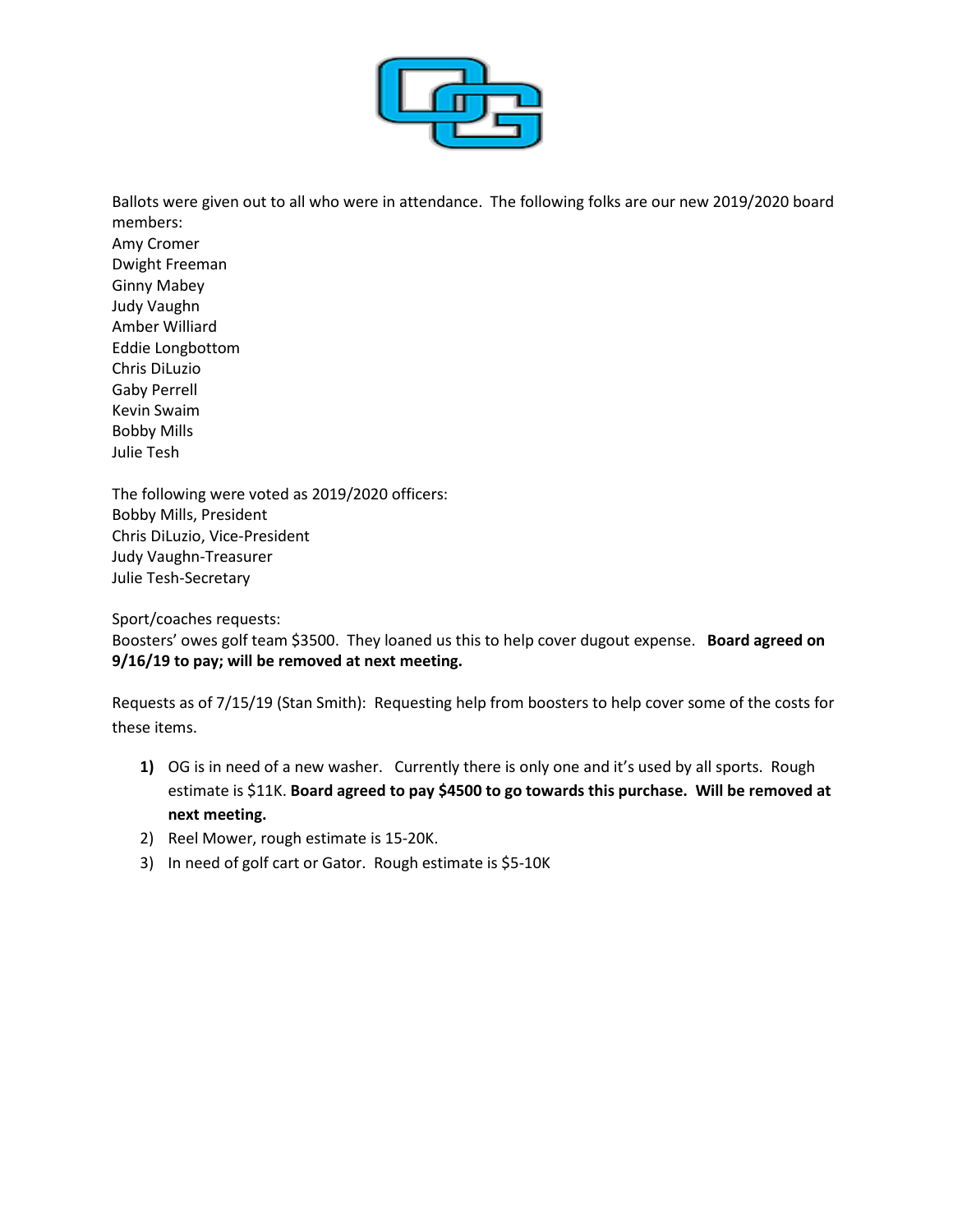Ballots were given out to all who were in attendance. The following folks are our new 2019/2020 board members:
Amy Cromer
Dwight Freeman
Ginny Mabey
Judy Vaughn
Amber Williard
Eddie Longbottom
Chris DiLuzio
Gaby Perrell
Kevin Swaim
Bobby Mills
Julie Tesh

The following were voted as 2019/2020 officers:
Bobby Mills, President
Chris DiLuzio, Vice-President
Judy Vaughn-Treasurer
Julie Tesh-Secretary

Sport/coaches requests:
Boosters' owes golf team $3500. They loaned us this to help cover dugout expense. **Board agreed on 9/16/19 to pay; will be removed at next meeting.**

Requests as of 7/15/19 (Stan Smith): Requesting help from boosters to help cover some of the costs for these items.

1) OG is in need of a new washer. Currently there is only one and it's used by all sports. Rough estimate is $11K. **Board agreed to pay $4500 to go towards this purchase. Will be removed at next meeting.**
2) Reel Mower, rough estimate is 15-20K.
3) In need of golf cart or Gator. Rough estimate is $5-10K